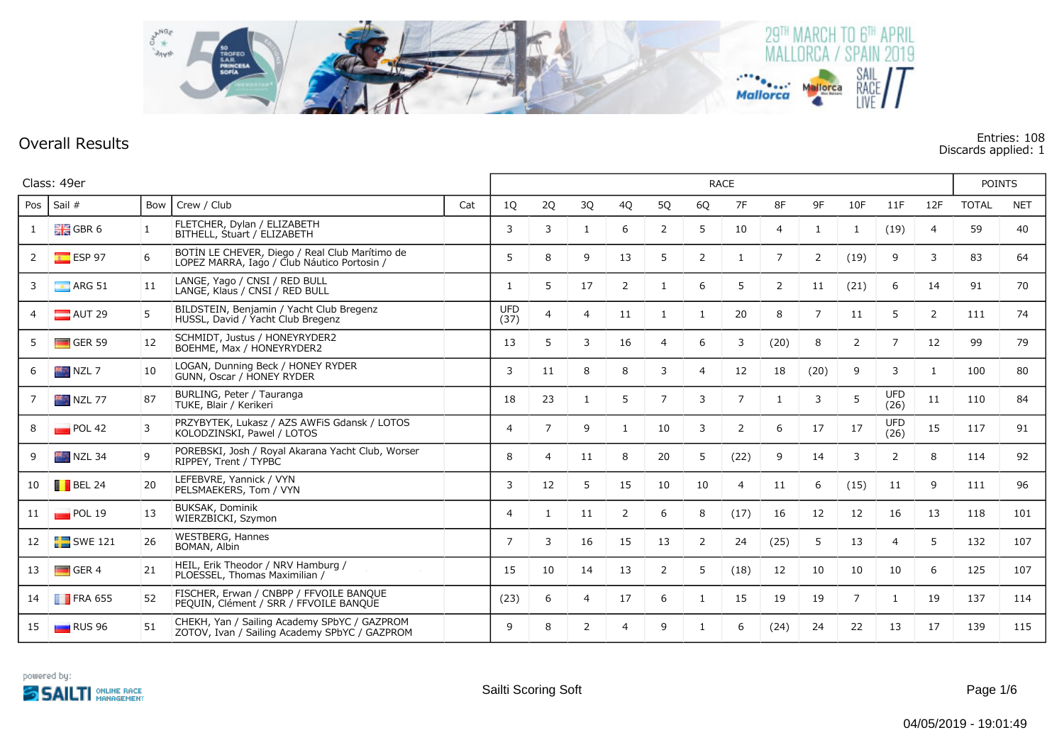29TH MARCH TO 6TH APRIL
MALLORCA / SPAIN 2019

## Overall Results

Entries: 108
Discards applied: 1

Class: 49er

| Pos | Sail # | Bow | Crew / Club | Cat | 1Q | 2Q | 3Q | 4Q | 5Q | 6Q | 7F | 8F | 9F | 10F | 11F | 12F | TOTAL | NET |
|---|---|---|---|---|---|---|---|---|---|---|---|---|---|---|---|---|---|---|
| 1 | GBR 6 | 1 | FLETCHER, Dylan / ELIZABETH<br>BITHELL, Stuart / ELIZABETH | | 3 | 3 | 1 | 6 | 2 | 5 | 10 | 4 | 1 | 1 | (19) | 4 | 59 | 40 |
| 2 | ESP 97 | 6 | BOTÍN LE CHEVER, Diego / Real Club Marítimo de<br>LOPEZ MARRA, Iago / Club Náutico Portosin / | | 5 | 8 | 9 | 13 | 5 | 2 | 1 | 7 | 2 | (19) | 9 | 3 | 83 | 64 |
| 3 | ARG 51 | 11 | LANGE, Yago / CNSI / RED BULL<br>LANGE, Klaus / CNSI / RED BULL | | 1 | 5 | 17 | 2 | 1 | 6 | 5 | 2 | 11 | (21) | 6 | 14 | 91 | 70 |
| 4 | AUT 29 | 5 | BILDSTEIN, Benjamin / Yacht Club Bregenz<br>HUSSL, David / Yacht Club Bregenz | | UFD (37) | 4 | 4 | 11 | 1 | 1 | 20 | 8 | 7 | 11 | 5 | 2 | 111 | 74 |
| 5 | GER 59 | 12 | SCHMIDT, Justus / HONEYRYDER2<br>BOEHME, Max / HONEYRYDER2 | | 13 | 5 | 3 | 16 | 4 | 6 | 3 | (20) | 8 | 2 | 7 | 12 | 99 | 79 |
| 6 | NZL 7 | 10 | LOGAN, Dunning Beck / HONEY RYDER<br>GUNN, Oscar / HONEY RYDER | | 3 | 11 | 8 | 8 | 3 | 4 | 12 | 18 | (20) | 9 | 3 | 1 | 100 | 80 |
| 7 | NZL 77 | 87 | BURLING, Peter / Tauranga<br>TUKE, Blair / Kerikeri | | 18 | 23 | 1 | 5 | 7 | 3 | 7 | 1 | 3 | 5 | UFD (26) | 11 | 110 | 84 |
| 8 | POL 42 | 3 | PRZYBYTEK, Lukasz / AZS AWFiS Gdansk / LOTOS<br>KOLODZINSKI, Pawel / LOTOS | | 4 | 7 | 9 | 1 | 10 | 3 | 2 | 6 | 17 | 17 | UFD (26) | 15 | 117 | 91 |
| 9 | NZL 34 | 9 | POREBSKI, Josh / Royal Akarana Yacht Club, Worser<br>RIPPEY, Trent / TYPBC | | 8 | 4 | 11 | 8 | 20 | 5 | (22) | 9 | 14 | 3 | 2 | 8 | 114 | 92 |
| 10 | BEL 24 | 20 | LEFEBVRE, Yannick / VYN<br>PELSMAEKERS, Tom / VYN | | 3 | 12 | 5 | 15 | 10 | 10 | 4 | 11 | 6 | (15) | 11 | 9 | 111 | 96 |
| 11 | POL 19 | 13 | BUKSAK, Dominik<br>WIERZBICKI, Szymon | | 4 | 1 | 11 | 2 | 6 | 8 | (17) | 16 | 12 | 12 | 16 | 13 | 118 | 101 |
| 12 | SWE 121 | 26 | WESTBERG, Hannes<br>BOMAN, Albin | | 7 | 3 | 16 | 15 | 13 | 2 | 24 | (25) | 5 | 13 | 4 | 5 | 132 | 107 |
| 13 | GER 4 | 21 | HEIL, Erik Theodor / NRV Hamburg /<br>PLOESSEL, Thomas Maximilian / | | 15 | 10 | 14 | 13 | 2 | 5 | (18) | 12 | 10 | 10 | 10 | 6 | 125 | 107 |
| 14 | FRA 655 | 52 | FISCHER, Erwan / CNBPP / FFVOILE BANQUE<br>PEQUIN, Clément / SRR / FFVOILE BANQUE | | (23) | 6 | 4 | 17 | 6 | 1 | 15 | 19 | 19 | 7 | 1 | 19 | 137 | 114 |
| 15 | RUS 96 | 51 | CHEKH, Yan / Sailing Academy SPbYC / GAZPROM<br>ZOTOV, Ivan / Sailing Academy SPbYC / GAZPROM | | 9 | 8 | 2 | 4 | 9 | 1 | 6 | (24) | 24 | 22 | 13 | 17 | 139 | 115 |

powered by: SAILTI ONLINE RACE MANAGEMENT

Sailti Scoring Soft

04/05/2019 - 19:01:49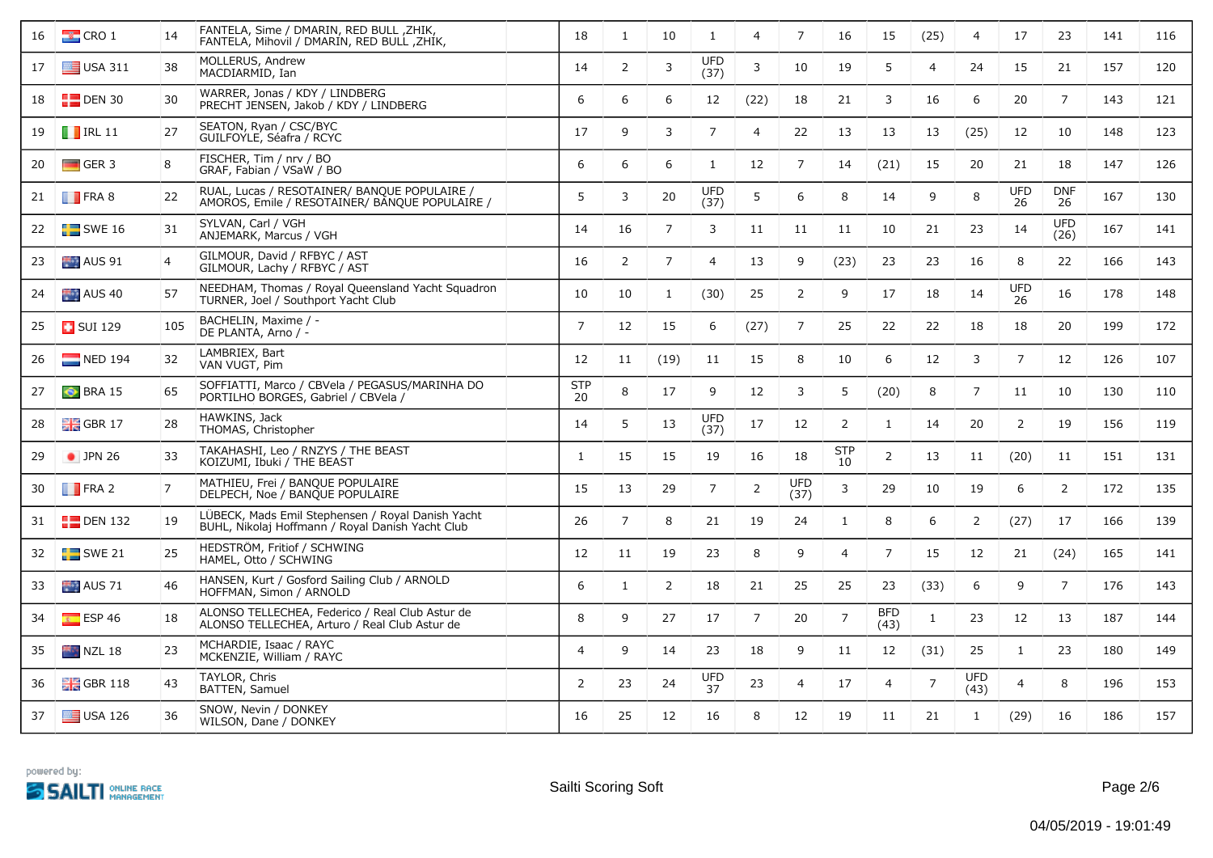| 16 | CRO 1 | 14 | FANTELA, Sime / DMARIN, RED BULL ,ZHIK, FANTELA, Mihovil / DMARIN, RED BULL ,ZHIK, | | 18 | 1 | 10 | 1 | 4 | 7 | 16 | 15 | (25) | 4 | 17 | 23 | 141 | 116 |
|---|---|---|---|---|---|---|---|---|---|---|---|---|---|---|---|---|---|---|
| 17 | USA 311 | 38 | MOLLERUS, Andrew MACDIARMID, Ian | | 14 | 2 | 3 | UFD (37) | 3 | 10 | 19 | 5 | 4 | 24 | 15 | 21 | 157 | 120 |
| 18 | DEN 30 | 30 | WARRER, Jonas / KDY / LINDBERG PRECHT JENSEN, Jakob / KDY / LINDBERG | | 6 | 6 | 6 | 12 | (22) | 18 | 21 | 3 | 16 | 6 | 20 | 7 | 143 | 121 |
| 19 | IRL 11 | 27 | SEATON, Ryan / CSC/BYC GUILFOYLE, Séafra / RCYC | | 17 | 9 | 3 | 7 | 4 | 22 | 13 | 13 | 13 | (25) | 12 | 10 | 148 | 123 |
| 20 | GER 3 | 8 | FISCHER, Tim / nrv / BO GRAF, Fabian / VSaW / BO | | 6 | 6 | 6 | 1 | 12 | 7 | 14 | (21) | 15 | 20 | 21 | 18 | 147 | 126 |
| 21 | FRA 8 | 22 | RUAL, Lucas / RESOTAINER/ BANQUE POPULAIRE / AMOROS, Emile / RESOTAINER/ BANQUE POPULAIRE / | | 5 | 3 | 20 | UFD (37) | 5 | 6 | 8 | 14 | 9 | 8 | UFD 26 | DNF 26 | 167 | 130 |
| 22 | SWE 16 | 31 | SYLVAN, Carl / VGH ANJEMARK, Marcus / VGH | | 14 | 16 | 7 | 3 | 11 | 11 | 11 | 10 | 21 | 23 | 14 | UFD (26) | 167 | 141 |
| 23 | AUS 91 | 4 | GILMOUR, David / RFBYC / AST GILMOUR, Lachy / RFBYC / AST | | 16 | 2 | 7 | 4 | 13 | 9 | (23) | 23 | 23 | 16 | 8 | 22 | 166 | 143 |
| 24 | AUS 40 | 57 | NEEDHAM, Thomas / Royal Queensland Yacht Squadron TURNER, Joel / Southport Yacht Club | | 10 | 10 | 1 | (30) | 25 | 2 | 9 | 17 | 18 | 14 | UFD 26 | 16 | 178 | 148 |
| 25 | SUI 129 | 105 | BACHELIN, Maxime / - DE PLANTA, Arno / - | | 7 | 12 | 15 | 6 | (27) | 7 | 25 | 22 | 22 | 18 | 18 | 20 | 199 | 172 |
| 26 | NED 194 | 32 | LAMBRIEX, Bart VAN VUGT, Pim | | 12 | 11 | (19) | 11 | 15 | 8 | 10 | 6 | 12 | 3 | 7 | 12 | 126 | 107 |
| 27 | BRA 15 | 65 | SOFFIATTI, Marco / CBVela / PEGASUS/MARINHA DO PORTILHO BORGES, Gabriel / CBVela / | | STP 20 | 8 | 17 | 9 | 12 | 3 | 5 | (20) | 8 | 7 | 11 | 10 | 130 | 110 |
| 28 | GBR 17 | 28 | HAWKINS, Jack THOMAS, Christopher | | 14 | 5 | 13 | UFD (37) | 17 | 12 | 2 | 1 | 14 | 20 | 2 | 19 | 156 | 119 |
| 29 | JPN 26 | 33 | TAKAHASHI, Leo / RNZYS / THE BEAST KOIZUMI, Ibuki / THE BEAST | | 1 | 15 | 15 | 19 | 16 | 18 | STP 10 | 2 | 13 | 11 | (20) | 11 | 151 | 131 |
| 30 | FRA 2 | 7 | MATHIEU, Frei / BANQUE POPULAIRE DELPECH, Noe / BANQUE POPULAIRE | | 15 | 13 | 29 | 7 | 2 | UFD (37) | 3 | 29 | 10 | 19 | 6 | 2 | 172 | 135 |
| 31 | DEN 132 | 19 | LÜBECK, Mads Emil Stephensen / Royal Danish Yacht BUHL, Nikolaj Hoffmann / Royal Danish Yacht Club | | 26 | 7 | 8 | 21 | 19 | 24 | 1 | 8 | 6 | 2 | (27) | 17 | 166 | 139 |
| 32 | SWE 21 | 25 | HEDSTRÖM, Fritiof / SCHWING HAMEL, Otto / SCHWING | | 12 | 11 | 19 | 23 | 8 | 9 | 4 | 7 | 15 | 12 | 21 | (24) | 165 | 141 |
| 33 | AUS 71 | 46 | HANSEN, Kurt / Gosford Sailing Club / ARNOLD HOFFMAN, Simon / ARNOLD | | 6 | 1 | 2 | 18 | 21 | 25 | 25 | 23 | (33) | 6 | 9 | 7 | 176 | 143 |
| 34 | ESP 46 | 18 | ALONSO TELLECHEA, Federico / Real Club Astur de ALONSO TELLECHEA, Arturo / Real Club Astur de | | 8 | 9 | 27 | 17 | 7 | 20 | 7 | BFD (43) | 1 | 23 | 12 | 13 | 187 | 144 |
| 35 | NZL 18 | 23 | MCHARDIE, Isaac / RAYC MCKENZIE, William / RAYC | | 4 | 9 | 14 | 23 | 18 | 9 | 11 | 12 | (31) | 25 | 1 | 23 | 180 | 149 |
| 36 | GBR 118 | 43 | TAYLOR, Chris BATTEN, Samuel | | 2 | 23 | 24 | UFD 37 | 23 | 4 | 17 | 4 | 7 | UFD (43) | 4 | 8 | 196 | 153 |
| 37 | USA 126 | 36 | SNOW, Nevin / DONKEY WILSON, Dane / DONKEY | | 16 | 25 | 12 | 16 | 8 | 12 | 19 | 11 | 21 | 1 | (29) | 16 | 186 | 157 |

powered by: SAILTI ONLINE RACE MANAGEMENT

Sailti Scoring Soft

04/05/2019 - 19:01:49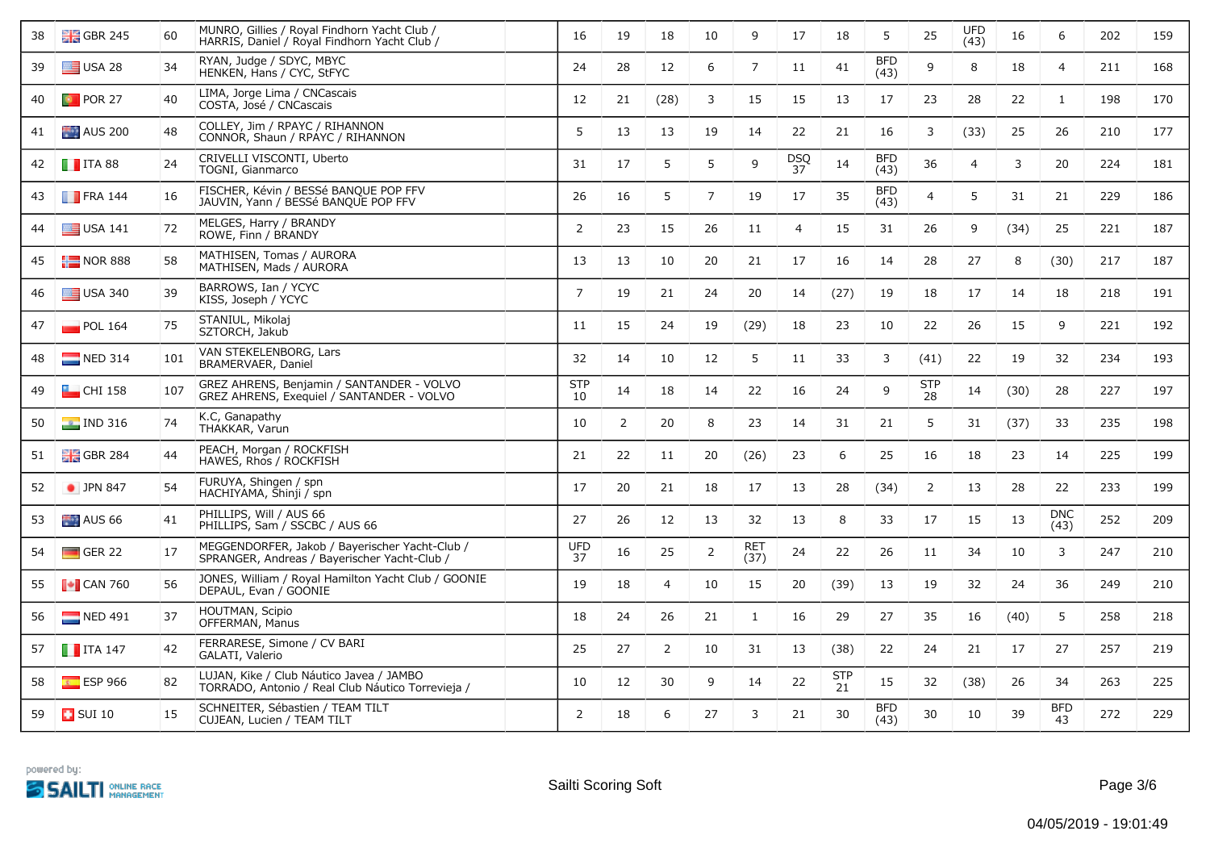| 38 | GBR 245 | 60 | MUNRO, Gillies / Royal Findhorn Yacht Club / HARRIS, Daniel / Royal Findhorn Yacht Club / | | 16 | 19 | 18 | 10 | 9 | 17 | 18 | 5 | 25 | UFD (43) | 16 | 6 | 202 | 159 |
|---|---|---|---|---|---|---|---|---|---|---|---|---|---|---|---|---|---|---|
| 39 | USA 28 | 34 | RYAN, Judge / SDYC, MBYC HENKEN, Hans / CYC, StFYC | | 24 | 28 | 12 | 6 | 7 | 11 | 41 | BFD (43) | 9 | 8 | 18 | 4 | 211 | 168 |
| 40 | POR 27 | 40 | LIMA, Jorge Lima / CNCascais COSTA, José / CNCascais | | 12 | 21 | (28) | 3 | 15 | 15 | 13 | 17 | 23 | 28 | 22 | 1 | 198 | 170 |
| 41 | AUS 200 | 48 | COLLEY, Jim / RPAYC / RIHANNON CONNOR, Shaun / RPAYC / RIHANNON | | 5 | 13 | 13 | 19 | 14 | 22 | 21 | 16 | 3 | (33) | 25 | 26 | 210 | 177 |
| 42 | ITA 88 | 24 | CRIVELLI VISCONTI, Uberto TOGNI, Gianmarco | | 31 | 17 | 5 | 5 | 9 | DSQ 37 | 14 | BFD (43) | 36 | 4 | 3 | 20 | 224 | 181 |
| 43 | FRA 144 | 16 | FISCHER, Kévin / BESSé BANQUE POP FFV JAUVIN, Yann / BESSé BANQUE POP FFV | | 26 | 16 | 5 | 7 | 19 | 17 | 35 | BFD (43) | 4 | 5 | 31 | 21 | 229 | 186 |
| 44 | USA 141 | 72 | MELGES, Harry / BRANDY ROWE, Finn / BRANDY | | 2 | 23 | 15 | 26 | 11 | 4 | 15 | 31 | 26 | 9 | (34) | 25 | 221 | 187 |
| 45 | NOR 888 | 58 | MATHISEN, Tomas / AURORA MATHISEN, Mads / AURORA | | 13 | 13 | 10 | 20 | 21 | 17 | 16 | 14 | 28 | 27 | 8 | (30) | 217 | 187 |
| 46 | USA 340 | 39 | BARROWS, Ian / YCYC KISS, Joseph / YCYC | | 7 | 19 | 21 | 24 | 20 | 14 | (27) | 19 | 18 | 17 | 14 | 18 | 218 | 191 |
| 47 | POL 164 | 75 | STANIUL, Mikolaj SZTORCH, Jakub | | 11 | 15 | 24 | 19 | (29) | 18 | 23 | 10 | 22 | 26 | 15 | 9 | 221 | 192 |
| 48 | NED 314 | 101 | VAN STEKELENBORG, Lars BRAMERVAER, Daniel | | 32 | 14 | 10 | 12 | 5 | 11 | 33 | 3 | (41) | 22 | 19 | 32 | 234 | 193 |
| 49 | CHI 158 | 107 | GREZ AHRENS, Benjamin / SANTANDER - VOLVO GREZ AHRENS, Exequiel / SANTANDER - VOLVO | | STP 10 | 14 | 18 | 14 | 22 | 16 | 24 | 9 | STP 28 | 14 | (30) | 28 | 227 | 197 |
| 50 | IND 316 | 74 | K.C, Ganapathy THAKKAR, Varun | | 10 | 2 | 20 | 8 | 23 | 14 | 31 | 21 | 5 | 31 | (37) | 33 | 235 | 198 |
| 51 | GBR 284 | 44 | PEACH, Morgan / ROCKFISH HAWES, Rhos / ROCKFISH | | 21 | 22 | 11 | 20 | (26) | 23 | 6 | 25 | 16 | 18 | 23 | 14 | 225 | 199 |
| 52 | JPN 847 | 54 | FURUYA, Shingen / spn HACHIYAMA, Shinji / spn | | 17 | 20 | 21 | 18 | 17 | 13 | 28 | (34) | 2 | 13 | 28 | 22 | 233 | 199 |
| 53 | AUS 66 | 41 | PHILLIPS, Will / AUS 66 PHILLIPS, Sam / SSCBC / AUS 66 | | 27 | 26 | 12 | 13 | 32 | 13 | 8 | 33 | 17 | 15 | 13 | DNC (43) | 252 | 209 |
| 54 | GER 22 | 17 | MEGGENDORFER, Jakob / Bayerischer Yacht-Club / SPRANGER, Andreas / Bayerischer Yacht-Club / | | UFD 37 | 16 | 25 | 2 | RET (37) | 24 | 22 | 26 | 11 | 34 | 10 | 3 | 247 | 210 |
| 55 | CAN 760 | 56 | JONES, William / Royal Hamilton Yacht Club / GOONIE DEPAUL, Evan / GOONIE | | 19 | 18 | 4 | 10 | 15 | 20 | (39) | 13 | 19 | 32 | 24 | 36 | 249 | 210 |
| 56 | NED 491 | 37 | HOUTMAN, Scipio OFFERMAN, Manus | | 18 | 24 | 26 | 21 | 1 | 16 | 29 | 27 | 35 | 16 | (40) | 5 | 258 | 218 |
| 57 | ITA 147 | 42 | FERRARESE, Simone / CV BARI GALATI, Valerio | | 25 | 27 | 2 | 10 | 31 | 13 | (38) | 22 | 24 | 21 | 17 | 27 | 257 | 219 |
| 58 | ESP 966 | 82 | LUJAN, Kike / Club Náutico Javea / JAMBO TORRADO, Antonio / Real Club Náutico Torrevieja / | | 10 | 12 | 30 | 9 | 14 | 22 | STP 21 | 15 | 32 | (38) | 26 | 34 | 263 | 225 |
| 59 | SUI 10 | 15 | SCHNEITER, Sébastien / TEAM TILT CUJEAN, Lucien / TEAM TILT | | 2 | 18 | 6 | 27 | 3 | 21 | 30 | BFD (43) | 30 | 10 | 39 | BFD 43 | 272 | 229 |

powered by: SAILTI ONLINE RACE MANAGEMENT

Sailti Scoring Soft

04/05/2019 - 19:01:49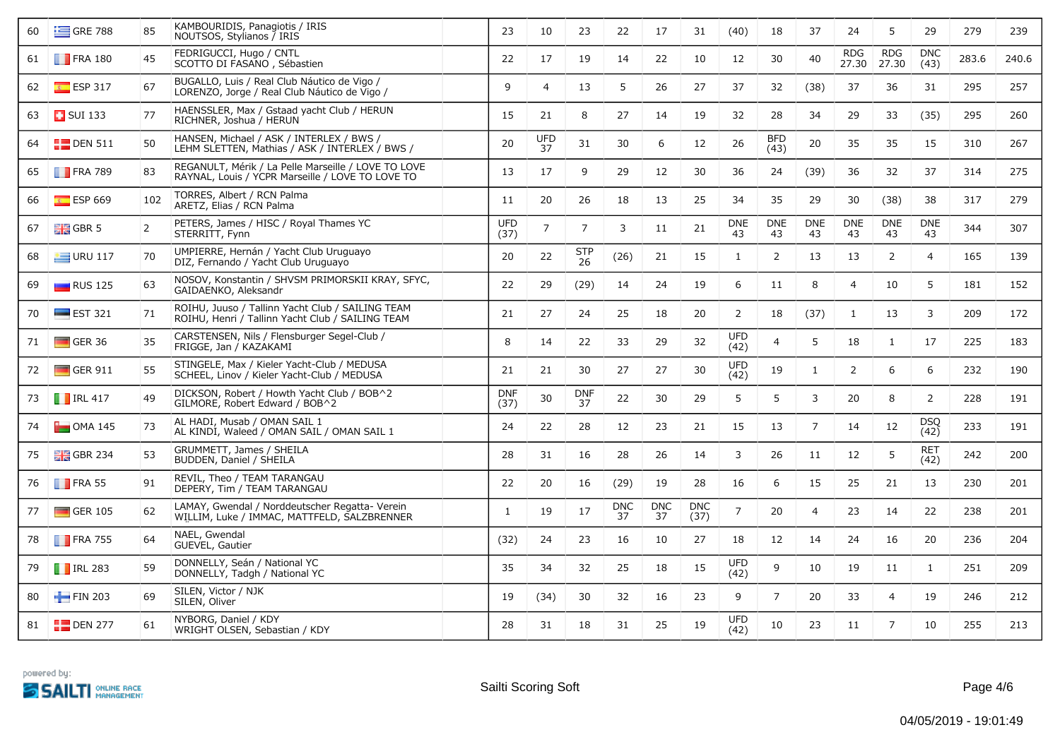| 60 | GRE 788 | 85 | KAMBOURIDIS, Panagiotis / IRIS<br>NOUTSOS, Stylianos / IRIS | | 23 | 10 | 23 | 22 | 17 | 31 | (40) | 18 | 37 | 24 | 5 | 29 | 279 | 239 |
|---|---|---|---|---|---|---|---|---|---|---|---|---|---|---|---|---|---|---|
| 61 | FRA 180 | 45 | FEDRIGUCCI, Hugo / CNTL<br>SCOTTO DI FASANO , Sébastien | | 22 | 17 | 19 | 14 | 22 | 10 | 12 | 30 | 40 | RDG 27.30 | RDG 27.30 | DNC (43) | 283.6 | 240.6 |
| 62 | ESP 317 | 67 | BUGALLO, Luis / Real Club Náutico de Vigo /<br>LORENZO, Jorge / Real Club Náutico de Vigo / | | 9 | 4 | 13 | 5 | 26 | 27 | 37 | 32 | (38) | 37 | 36 | 31 | 295 | 257 |
| 63 | SUI 133 | 77 | HAENSSLER, Max / Gstaad yacht Club / HERUN<br>RICHNER, Joshua / HERUN | | 15 | 21 | 8 | 27 | 14 | 19 | 32 | 28 | 34 | 29 | 33 | (35) | 295 | 260 |
| 64 | DEN 511 | 50 | HANSEN, Michael / ASK / INTERLEX / BWS /<br>LEHM SLETTEN, Mathias / ASK / INTERLEX / BWS / | | 20 | UFD 37 | 31 | 30 | 6 | 12 | 26 | BFD (43) | 20 | 35 | 35 | 15 | 310 | 267 |
| 65 | FRA 789 | 83 | REGANULT, Mérik / La Pelle Marseille / LOVE TO LOVE<br>RAYNAL, Louis / YCPR Marseille / LOVE TO LOVE TO | | 13 | 17 | 9 | 29 | 12 | 30 | 36 | 24 | (39) | 36 | 32 | 37 | 314 | 275 |
| 66 | ESP 669 | 102 | TORRES, Albert / RCN Palma<br>ARETZ, Elias / RCN Palma | | 11 | 20 | 26 | 18 | 13 | 25 | 34 | 35 | 29 | 30 | (38) | 38 | 317 | 279 |
| 67 | GBR 5 | 2 | PETERS, James / HISC / Royal Thames YC<br>STERRITT, Fynn | | UFD (37) | 7 | 7 | 3 | 11 | 21 | DNE 43 | DNE 43 | DNE 43 | DNE 43 | DNE 43 | DNE 43 | 344 | 307 |
| 68 | URU 117 | 70 | UMPIERRE, Hernán / Yacht Club Uruguayo<br>DIZ, Fernando / Yacht Club Uruguayo | | 20 | 22 | STP 26 | (26) | 21 | 15 | 1 | 2 | 13 | 13 | 2 | 4 | 165 | 139 |
| 69 | RUS 125 | 63 | NOSOV, Konstantin / SHVSM PRIMORSKII KRAY, SFYC,<br>GAIDAENKO, Aleksandr | | 22 | 29 | (29) | 14 | 24 | 19 | 6 | 11 | 8 | 4 | 10 | 5 | 181 | 152 |
| 70 | EST 321 | 71 | ROIHU, Juuso / Tallinn Yacht Club / SAILING TEAM<br>ROIHU, Henri / Tallinn Yacht Club / SAILING TEAM | | 21 | 27 | 24 | 25 | 18 | 20 | 2 | 18 | (37) | 1 | 13 | 3 | 209 | 172 |
| 71 | GER 36 | 35 | CARSTENSEN, Nils / Flensburger Segel-Club /<br>FRIGGE, Jan / KAZAKAMI | | 8 | 14 | 22 | 33 | 29 | 32 | UFD (42) | 4 | 5 | 18 | 1 | 17 | 225 | 183 |
| 72 | GER 911 | 55 | STINGELE, Max / Kieler Yacht-Club / MEDUSA<br>SCHEEL, Linov / Kieler Yacht-Club / MEDUSA | | 21 | 21 | 30 | 27 | 27 | 30 | UFD (42) | 19 | 1 | 2 | 6 | 6 | 232 | 190 |
| 73 | IRL 417 | 49 | DICKSON, Robert / Howth Yacht Club / BOB^2<br>GILMORE, Robert Edward / BOB^2 | | DNF (37) | 30 | DNF 37 | 22 | 30 | 29 | 5 | 5 | 3 | 20 | 8 | 2 | 228 | 191 |
| 74 | OMA 145 | 73 | AL HADI, Musab / OMAN SAIL 1<br>AL KINDI, Waleed / OMAN SAIL / OMAN SAIL 1 | | 24 | 22 | 28 | 12 | 23 | 21 | 15 | 13 | 7 | 14 | 12 | DSQ (42) | 233 | 191 |
| 75 | GBR 234 | 53 | GRUMMETT, James / SHEILA<br>BUDDEN, Daniel / SHEILA | | 28 | 31 | 16 | 28 | 26 | 14 | 3 | 26 | 11 | 12 | 5 | RET (42) | 242 | 200 |
| 76 | FRA 55 | 91 | REVIL, Theo / TEAM TARANGAU<br>DEPERY, Tim / TEAM TARANGAU | | 22 | 20 | 16 | (29) | 19 | 28 | 16 | 6 | 15 | 25 | 21 | 13 | 230 | 201 |
| 77 | GER 105 | 62 | LAMAY, Gwendal / Norddeutscher Regatta- Verein<br>WILLIM, Luke / IMMAC, MATTFELD, SALZBRENNER | | 1 | 19 | 17 | DNC 37 | DNC 37 | DNC (37) | 7 | 20 | 4 | 23 | 14 | 22 | 238 | 201 |
| 78 | FRA 755 | 64 | NAEL, Gwendal<br>GUEVEL, Gautier | | (32) | 24 | 23 | 16 | 10 | 27 | 18 | 12 | 14 | 24 | 16 | 20 | 236 | 204 |
| 79 | IRL 283 | 59 | DONNELLY, Seán / National YC<br>DONNELLY, Tadgh / National YC | | 35 | 34 | 32 | 25 | 18 | 15 | UFD (42) | 9 | 10 | 19 | 11 | 1 | 251 | 209 |
| 80 | FIN 203 | 69 | SILEN, Victor / NJK<br>SILEN, Oliver | | 19 | (34) | 30 | 32 | 16 | 23 | 9 | 7 | 20 | 33 | 4 | 19 | 246 | 212 |
| 81 | DEN 277 | 61 | NYBORG, Daniel / KDY<br>WRIGHT OLSEN, Sebastian / KDY | | 28 | 31 | 18 | 31 | 25 | 19 | UFD (42) | 10 | 23 | 11 | 7 | 10 | 255 | 213 |

powered by: SAILTI ONLINE RACE MANAGEMENT

Sailti Scoring Soft

04/05/2019 - 19:01:49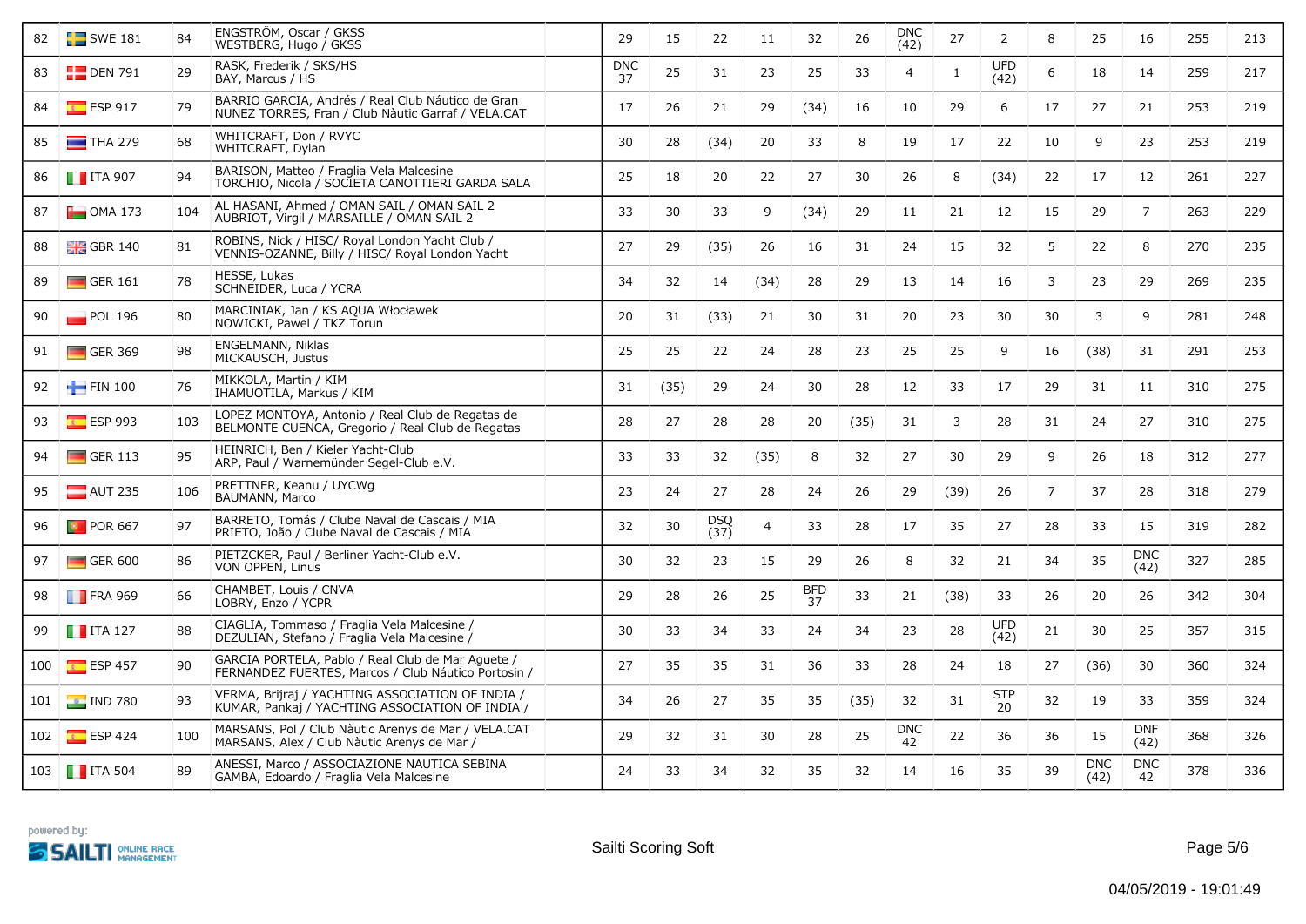| | | | | | | | | | | | | | | | | | | |
|---|---|---|---|---|---|---|---|---|---|---|---|---|---|---|---|---|---|---|
| 82 | SWE 181 | 84 | ENGSTRÖM, Oscar / GKSS<br>WESTBERG, Hugo / GKSS | | 29 | 15 | 22 | 11 | 32 | 26 | DNC (42) | 27 | 2 | 8 | 25 | 16 | 255 | 213 |
| 83 | DEN 791 | 29 | RASK, Frederik / SKS/HS<br>BAY, Marcus / HS | | DNC 37 | 25 | 31 | 23 | 25 | 33 | 4 | 1 | UFD (42) | 6 | 18 | 14 | 259 | 217 |
| 84 | ESP 917 | 79 | BARRIO GARCIA, Andrés / Real Club Náutico de Gran<br>NUNEZ TORRES, Fran / Club Nàutic Garraf / VELA.CAT | | 17 | 26 | 21 | 29 | (34) | 16 | 10 | 29 | 6 | 17 | 27 | 21 | 253 | 219 |
| 85 | THA 279 | 68 | WHITCRAFT, Don / RVYC<br>WHITCRAFT, Dylan | | 30 | 28 | (34) | 20 | 33 | 8 | 19 | 17 | 22 | 10 | 9 | 23 | 253 | 219 |
| 86 | ITA 907 | 94 | BARISON, Matteo / Fraglia Vela Malcesine<br>TORCHIO, Nicola / SOCIETA CANOTTIERI GARDA SALA | | 25 | 18 | 20 | 22 | 27 | 30 | 26 | 8 | (34) | 22 | 17 | 12 | 261 | 227 |
| 87 | OMA 173 | 104 | AL HASANI, Ahmed / OMAN SAIL / OMAN SAIL 2<br>AUBRIOT, Virgil / MARSAILLE / OMAN SAIL 2 | | 33 | 30 | 33 | 9 | (34) | 29 | 11 | 21 | 12 | 15 | 29 | 7 | 263 | 229 |
| 88 | GBR 140 | 81 | ROBINS, Nick / HISC/ Royal London Yacht Club /<br>VENNIS-OZANNE, Billy / HISC/ Royal London Yacht | | 27 | 29 | (35) | 26 | 16 | 31 | 24 | 15 | 32 | 5 | 22 | 8 | 270 | 235 |
| 89 | GER 161 | 78 | HESSE, Lukas<br>SCHNEIDER, Luca / YCRA | | 34 | 32 | 14 | (34) | 28 | 29 | 13 | 14 | 16 | 3 | 23 | 29 | 269 | 235 |
| 90 | POL 196 | 80 | MARCINIAK, Jan / KS AQUA Włocławek<br>NOWICKI, Pawel / TKZ Torun | | 20 | 31 | (33) | 21 | 30 | 31 | 20 | 23 | 30 | 30 | 3 | 9 | 281 | 248 |
| 91 | GER 369 | 98 | ENGELMANN, Niklas<br>MICKAUSCH, Justus | | 25 | 25 | 22 | 24 | 28 | 23 | 25 | 25 | 9 | 16 | (38) | 31 | 291 | 253 |
| 92 | FIN 100 | 76 | MIKKOLA, Martin / KIM<br>IHAMUOTILA, Markus / KIM | | 31 | (35) | 29 | 24 | 30 | 28 | 12 | 33 | 17 | 29 | 31 | 11 | 310 | 275 |
| 93 | ESP 993 | 103 | LOPEZ MONTOYA, Antonio / Real Club de Regatas de<br>BELMONTE CUENCA, Gregorio / Real Club de Regatas | | 28 | 27 | 28 | 28 | 20 | (35) | 31 | 3 | 28 | 31 | 24 | 27 | 310 | 275 |
| 94 | GER 113 | 95 | HEINRICH, Ben / Kieler Yacht-Club<br>ARP, Paul / Warnemünder Segel-Club e.V. | | 33 | 33 | 32 | (35) | 8 | 32 | 27 | 30 | 29 | 9 | 26 | 18 | 312 | 277 |
| 95 | AUT 235 | 106 | PRETTNER, Keanu / UYCWg<br>BAUMANN, Marco | | 23 | 24 | 27 | 28 | 24 | 26 | 29 | (39) | 26 | 7 | 37 | 28 | 318 | 279 |
| 96 | POR 667 | 97 | BARRETO, Tomás / Clube Naval de Cascais / MIA<br>PRIETO, João / Clube Naval de Cascais / MIA | | 32 | 30 | DSQ (37) | 4 | 33 | 28 | 17 | 35 | 27 | 28 | 33 | 15 | 319 | 282 |
| 97 | GER 600 | 86 | PIETZCKER, Paul / Berliner Yacht-Club e.V.<br>VON OPPEN, Linus | | 30 | 32 | 23 | 15 | 29 | 26 | 8 | 32 | 21 | 34 | 35 | DNC (42) | 327 | 285 |
| 98 | FRA 969 | 66 | CHAMBET, Louis / CNVA<br>LOBRY, Enzo / YCPR | | 29 | 28 | 26 | 25 | BFD 37 | 33 | 21 | (38) | 33 | 26 | 20 | 26 | 342 | 304 |
| 99 | ITA 127 | 88 | CIAGLIA, Tommaso / Fraglia Vela Malcesine /<br>DEZULIAN, Stefano / Fraglia Vela Malcesine / | | 30 | 33 | 34 | 33 | 24 | 34 | 23 | 28 | UFD (42) | 21 | 30 | 25 | 357 | 315 |
| 100 | ESP 457 | 90 | GARCIA PORTELA, Pablo / Real Club de Mar Aguete /<br>FERNANDEZ FUERTES, Marcos / Club Náutico Portosin / | | 27 | 35 | 35 | 31 | 36 | 33 | 28 | 24 | 18 | 27 | (36) | 30 | 360 | 324 |
| 101 | IND 780 | 93 | VERMA, Brijraj / YACHTING ASSOCIATION OF INDIA /<br>KUMAR, Pankaj / YACHTING ASSOCIATION OF INDIA / | | 34 | 26 | 27 | 35 | 35 | (35) | 32 | 31 | STP 20 | 32 | 19 | 33 | 359 | 324 |
| 102 | ESP 424 | 100 | MARSANS, Pol / Club Nàutic Arenys de Mar / VELA.CAT<br>MARSANS, Alex / Club Nàutic Arenys de Mar / | | 29 | 32 | 31 | 30 | 28 | 25 | DNC 42 | 22 | 36 | 36 | 15 | DNF (42) | 368 | 326 |
| 103 | ITA 504 | 89 | ANESSI, Marco / ASSOCIAZIONE NAUTICA SEBINA<br>GAMBA, Edoardo / Fraglia Vela Malcesine | | 24 | 33 | 34 | 32 | 35 | 32 | 14 | 16 | 35 | 39 | DNC (42) | DNC 42 | 378 | 336 |

powered by: SAILTI ONLINE RACE MANAGEMENT

Sailti Scoring Soft

04/05/2019 - 19:01:49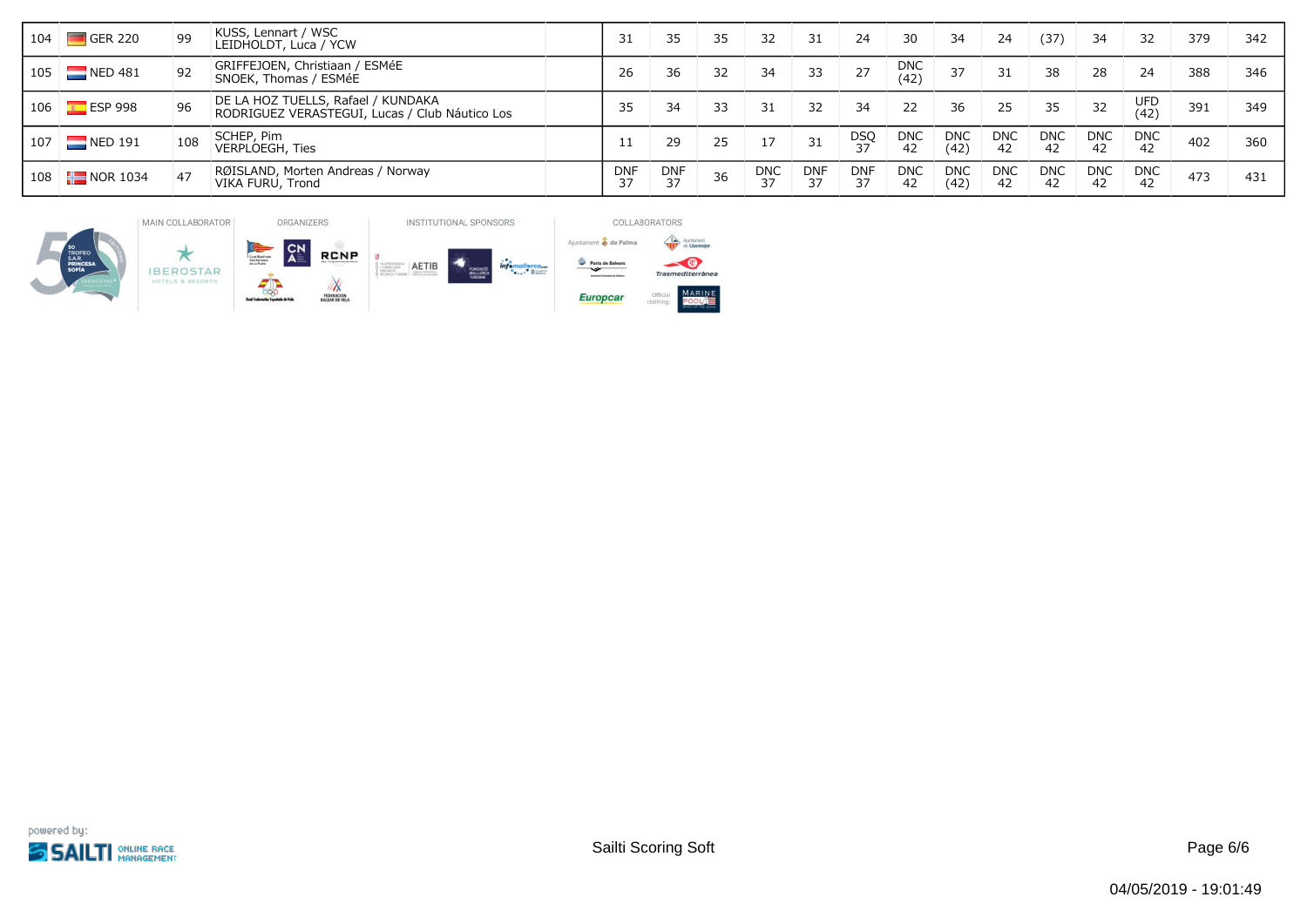| | | | | | | | | | | | | | | | | | | | |
|---|---|---|---|---|---|---|---|---|---|---|---|---|---|---|---|---|---|---|---|
| 104 | GER 220 | 99 | KUSS, Lennart / WSC<br>LEIDHOLDT, Luca / YCW | | 31 | 35 | 35 | 32 | 31 | 24 | 30 | 34 | 24 | (37) | 34 | 32 | 379 | 342 |
| 105 | NED 481 | 92 | GRIFFEJOEN, Christiaan / ESMéE<br>SNOEK, Thomas / ESMéE | | 26 | 36 | 32 | 34 | 33 | 27 | DNC (42) | 37 | 31 | 38 | 28 | 24 | 388 | 346 |
| 106 | ESP 998 | 96 | DE LA HOZ TUELLS, Rafael / KUNDAKA<br>RODRIGUEZ VERASTEGUI, Lucas / Club Náutico Los | | 35 | 34 | 33 | 31 | 32 | 34 | 22 | 36 | 25 | 35 | 32 | UFD (42) | 391 | 349 |
| 107 | NED 191 | 108 | SCHEP, Pim<br>VERPLOEGH, Ties | | 11 | 29 | 25 | 17 | 31 | DSQ 37 | DNC 42 | DNC (42) | DNC 42 | DNC 42 | DNC 42 | DNC 42 | 402 | 360 |
| 108 | NOR 1034 | 47 | RØISLAND, Morten Andreas / Norway<br>VIKA FURU, Trond | | DNF 37 | DNF 37 | 36 | DNC 37 | DNF 37 | DNF 37 | DNC 42 | DNC (42) | DNC 42 | DNC 42 | DNC 42 | DNC 42 | 473 | 431 |

MAIN COLLABORATOR | ORGANIZERS | INSTITUTIONAL SPONSORS | COLLABORATORS

powered by: SAILTI ONLINE RACE MANAGEMENT

Sailti Scoring Soft

04/05/2019 - 19:01:49